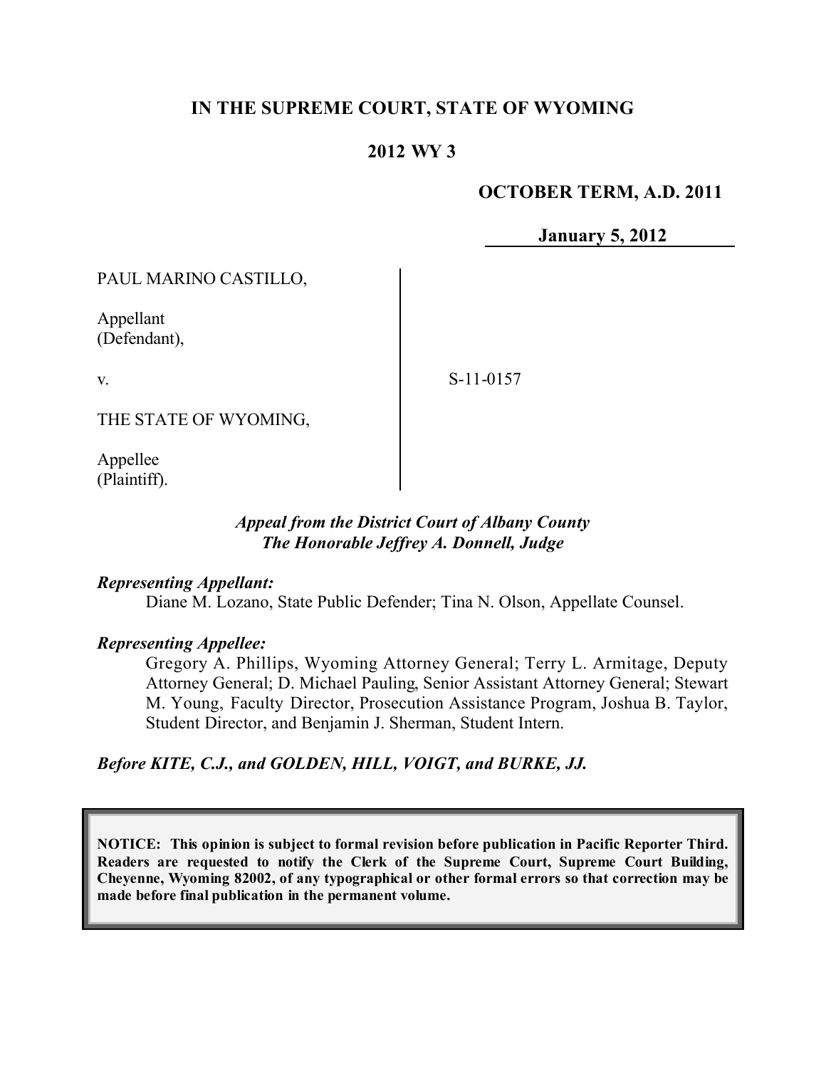# IN THE SUPREME COURT, STATE OF WYOMING

## 2012 WY 3

**OCTOBER TERM, A.D. 2011**

**January 5, 2012**

| | |
|---|---|
| PAUL MARINO CASTILLO,<br><br>Appellant<br>(Defendant),<br><br>v.<br><br>THE STATE OF WYOMING,<br><br>Appellee<br>(Plaintiff). | S-11-0157 |

*Appeal from the District Court of Albany County*
*The Honorable Jeffrey A. Donnell, Judge*

***Representing Appellant:***
Diane M. Lozano, State Public Defender; Tina N. Olson, Appellate Counsel.

***Representing Appellee:***
Gregory A. Phillips, Wyoming Attorney General; Terry L. Armitage, Deputy Attorney General; D. Michael Pauling, Senior Assistant Attorney General; Stewart M. Young, Faculty Director, Prosecution Assistance Program, Joshua B. Taylor, Student Director, and Benjamin J. Sherman, Student Intern.

***Before KITE, C.J., and GOLDEN, HILL, VOIGT, and BURKE, JJ.***

**NOTICE: This opinion is subject to formal revision before publication in Pacific Reporter Third. Readers are requested to notify the Clerk of the Supreme Court, Supreme Court Building, Cheyenne, Wyoming 82002, of any typographical or other formal errors so that correction may be made before final publication in the permanent volume.**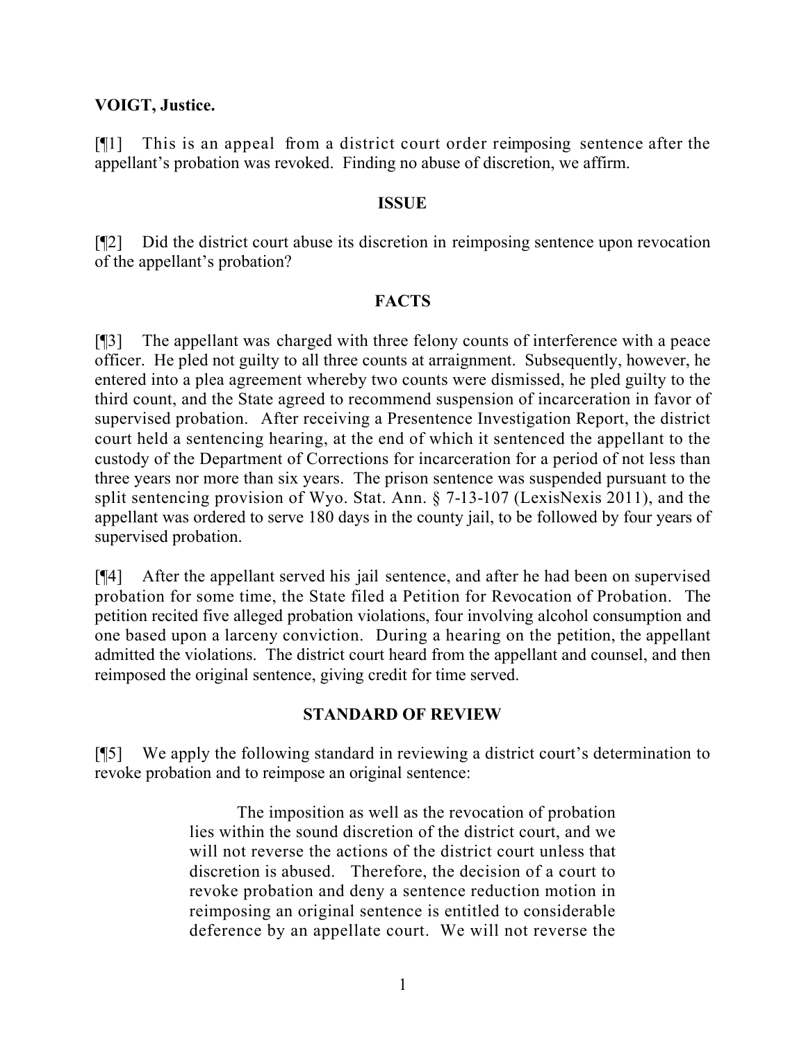**VOIGT, Justice.**

[¶1] This is an appeal from a district court order reimposing sentence after the appellant's probation was revoked. Finding no abuse of discretion, we affirm.

## ISSUE

[¶2] Did the district court abuse its discretion in reimposing sentence upon revocation of the appellant's probation?

## FACTS

[¶3] The appellant was charged with three felony counts of interference with a peace officer. He pled not guilty to all three counts at arraignment. Subsequently, however, he entered into a plea agreement whereby two counts were dismissed, he pled guilty to the third count, and the State agreed to recommend suspension of incarceration in favor of supervised probation. After receiving a Presentence Investigation Report, the district court held a sentencing hearing, at the end of which it sentenced the appellant to the custody of the Department of Corrections for incarceration for a period of not less than three years nor more than six years. The prison sentence was suspended pursuant to the split sentencing provision of Wyo. Stat. Ann. § 7-13-107 (LexisNexis 2011), and the appellant was ordered to serve 180 days in the county jail, to be followed by four years of supervised probation.

[¶4] After the appellant served his jail sentence, and after he had been on supervised probation for some time, the State filed a Petition for Revocation of Probation. The petition recited five alleged probation violations, four involving alcohol consumption and one based upon a larceny conviction. During a hearing on the petition, the appellant admitted the violations. The district court heard from the appellant and counsel, and then reimposed the original sentence, giving credit for time served.

## STANDARD OF REVIEW

[¶5] We apply the following standard in reviewing a district court's determination to revoke probation and to reimpose an original sentence:

> The imposition as well as the revocation of probation lies within the sound discretion of the district court, and we will not reverse the actions of the district court unless that discretion is abused. Therefore, the decision of a court to revoke probation and deny a sentence reduction motion in reimposing an original sentence is entitled to considerable deference by an appellate court. We will not reverse the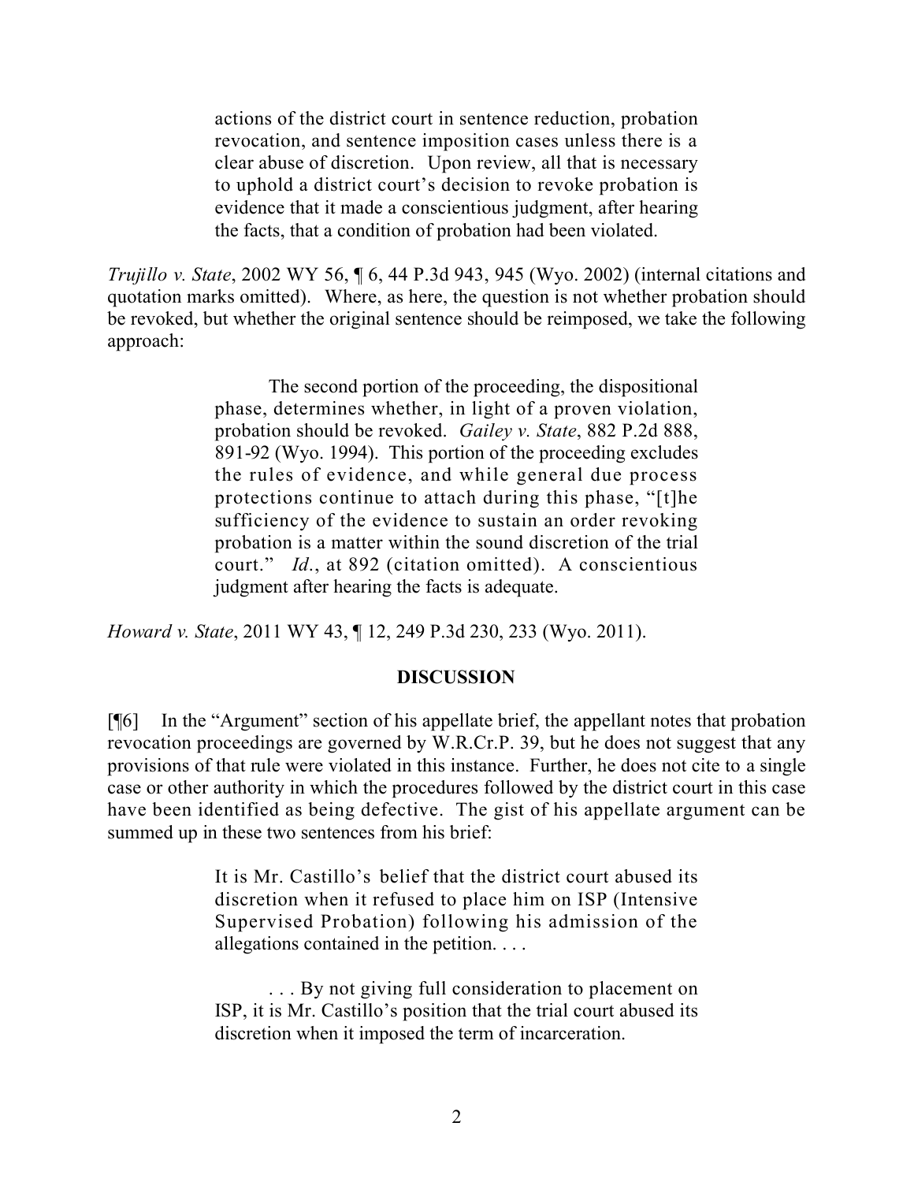> actions of the district court in sentence reduction, probation revocation, and sentence imposition cases unless there is a clear abuse of discretion. Upon review, all that is necessary to uphold a district court's decision to revoke probation is evidence that it made a conscientious judgment, after hearing the facts, that a condition of probation had been violated.

*Trujillo v. State*, 2002 WY 56, ¶ 6, 44 P.3d 943, 945 (Wyo. 2002) (internal citations and quotation marks omitted). Where, as here, the question is not whether probation should be revoked, but whether the original sentence should be reimposed, we take the following approach:

> The second portion of the proceeding, the dispositional phase, determines whether, in light of a proven violation, probation should be revoked. *Gailey v. State*, 882 P.2d 888, 891-92 (Wyo. 1994). This portion of the proceeding excludes the rules of evidence, and while general due process protections continue to attach during this phase, "[t]he sufficiency of the evidence to sustain an order revoking probation is a matter within the sound discretion of the trial court." *Id.*, at 892 (citation omitted). A conscientious judgment after hearing the facts is adequate.

*Howard v. State*, 2011 WY 43, ¶ 12, 249 P.3d 230, 233 (Wyo. 2011).

## DISCUSSION

[¶6] In the "Argument" section of his appellate brief, the appellant notes that probation revocation proceedings are governed by W.R.Cr.P. 39, but he does not suggest that any provisions of that rule were violated in this instance. Further, he does not cite to a single case or other authority in which the procedures followed by the district court in this case have been identified as being defective. The gist of his appellate argument can be summed up in these two sentences from his brief:

> It is Mr. Castillo's belief that the district court abused its discretion when it refused to place him on ISP (Intensive Supervised Probation) following his admission of the allegations contained in the petition. . . .
>
> . . . By not giving full consideration to placement on ISP, it is Mr. Castillo's position that the trial court abused its discretion when it imposed the term of incarceration.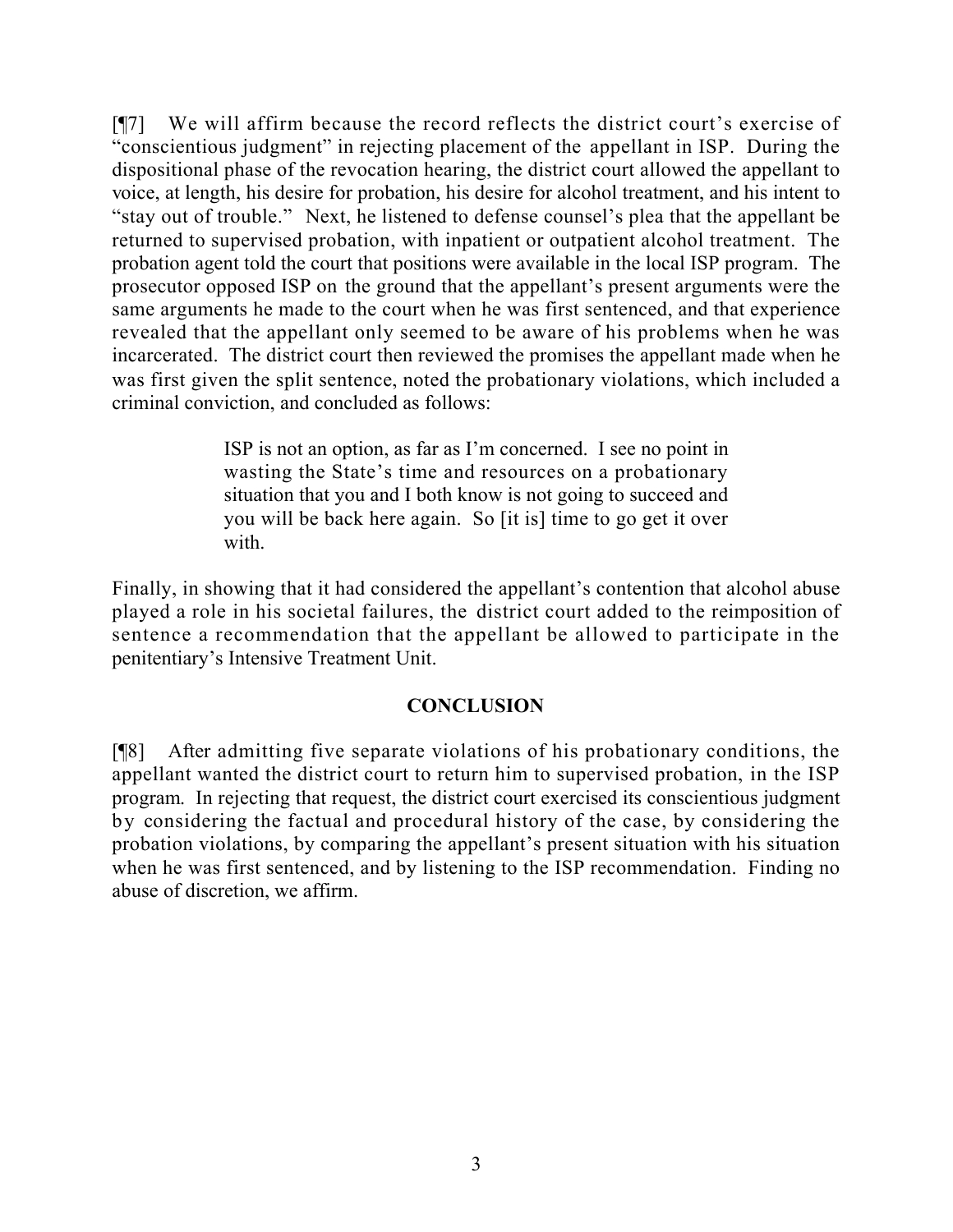[¶7] We will affirm because the record reflects the district court's exercise of "conscientious judgment" in rejecting placement of the appellant in ISP. During the dispositional phase of the revocation hearing, the district court allowed the appellant to voice, at length, his desire for probation, his desire for alcohol treatment, and his intent to "stay out of trouble." Next, he listened to defense counsel's plea that the appellant be returned to supervised probation, with inpatient or outpatient alcohol treatment. The probation agent told the court that positions were available in the local ISP program. The prosecutor opposed ISP on the ground that the appellant's present arguments were the same arguments he made to the court when he was first sentenced, and that experience revealed that the appellant only seemed to be aware of his problems when he was incarcerated. The district court then reviewed the promises the appellant made when he was first given the split sentence, noted the probationary violations, which included a criminal conviction, and concluded as follows:

> ISP is not an option, as far as I'm concerned. I see no point in wasting the State's time and resources on a probationary situation that you and I both know is not going to succeed and you will be back here again. So [it is] time to go get it over with.

Finally, in showing that it had considered the appellant's contention that alcohol abuse played a role in his societal failures, the district court added to the reimposition of sentence a recommendation that the appellant be allowed to participate in the penitentiary's Intensive Treatment Unit.

## CONCLUSION

[¶8] After admitting five separate violations of his probationary conditions, the appellant wanted the district court to return him to supervised probation, in the ISP program. In rejecting that request, the district court exercised its conscientious judgment by considering the factual and procedural history of the case, by considering the probation violations, by comparing the appellant's present situation with his situation when he was first sentenced, and by listening to the ISP recommendation. Finding no abuse of discretion, we affirm.